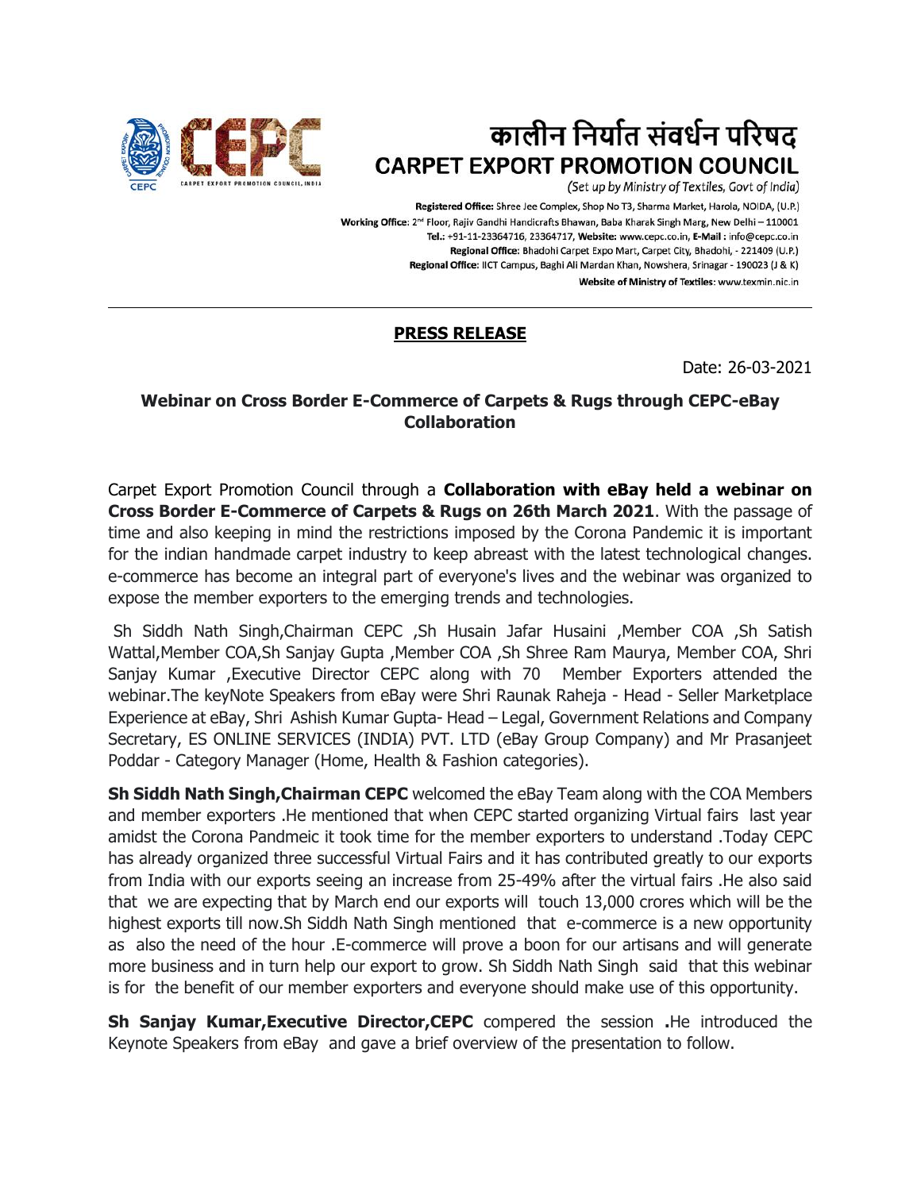# कालीन निर्यात संवर्धन परिषद
# CARPET EXPORT PROMOTION COUNCIL

*(Set up by Ministry of Textiles, Govt of India)*

**Registered Office:** Shree Jee Complex, Shop No T3, Sharma Market, Harola, NOIDA, (U.P.)
**Working Office**: 2nd Floor, Rajiv Gandhi Handicrafts Bhawan, Baba Kharak Singh Marg, New Delhi – 110001
**Tel.:** +91-11-23364716, 23364717, **Website:** www.cepc.co.in, **E-Mail :** info@cepc.co.in
**Regional Office**: Bhadohi Carpet Expo Mart, Carpet City, Bhadohi, - 221409 (U.P.)
**Regional Office**: IICT Campus, Baghi Ali Mardan Khan, Nowshera, Srinagar - 190023 (J & K)
**Website of Ministry of Textiles:** www.texmin.nic.in

---

## PRESS RELEASE

Date: 26-03-2021

### Webinar on Cross Border E-Commerce of Carpets & Rugs through CEPC-eBay Collaboration

Carpet Export Promotion Council through a **Collaboration with eBay held a webinar on Cross Border E-Commerce of Carpets & Rugs on 26th March 2021**. With the passage of time and also keeping in mind the restrictions imposed by the Corona Pandemic it is important for the indian handmade carpet industry to keep abreast with the latest technological changes. e-commerce has become an integral part of everyone's lives and the webinar was organized to expose the member exporters to the emerging trends and technologies.

Sh Siddh Nath Singh,Chairman CEPC ,Sh Husain Jafar Husaini ,Member COA ,Sh Satish Wattal,Member COA,Sh Sanjay Gupta ,Member COA ,Sh Shree Ram Maurya, Member COA, Shri Sanjay Kumar ,Executive Director CEPC along with 70 Member Exporters attended the webinar.The keyNote Speakers from eBay were Shri Raunak Raheja - Head - Seller Marketplace Experience at eBay, Shri Ashish Kumar Gupta- Head – Legal, Government Relations and Company Secretary, ES ONLINE SERVICES (INDIA) PVT. LTD (eBay Group Company) and Mr Prasanjeet Poddar - Category Manager (Home, Health & Fashion categories).

**Sh Siddh Nath Singh,Chairman CEPC** welcomed the eBay Team along with the COA Members and member exporters .He mentioned that when CEPC started organizing Virtual fairs last year amidst the Corona Pandmeic it took time for the member exporters to understand .Today CEPC has already organized three successful Virtual Fairs and it has contributed greatly to our exports from India with our exports seeing an increase from 25-49% after the virtual fairs .He also said that we are expecting that by March end our exports will touch 13,000 crores which will be the highest exports till now.Sh Siddh Nath Singh mentioned that e-commerce is a new opportunity as also the need of the hour .E-commerce will prove a boon for our artisans and will generate more business and in turn help our export to grow. Sh Siddh Nath Singh said that this webinar is for the benefit of our member exporters and everyone should make use of this opportunity.

**Sh Sanjay Kumar,Executive Director,CEPC** compered the session **.**He introduced the Keynote Speakers from eBay and gave a brief overview of the presentation to follow.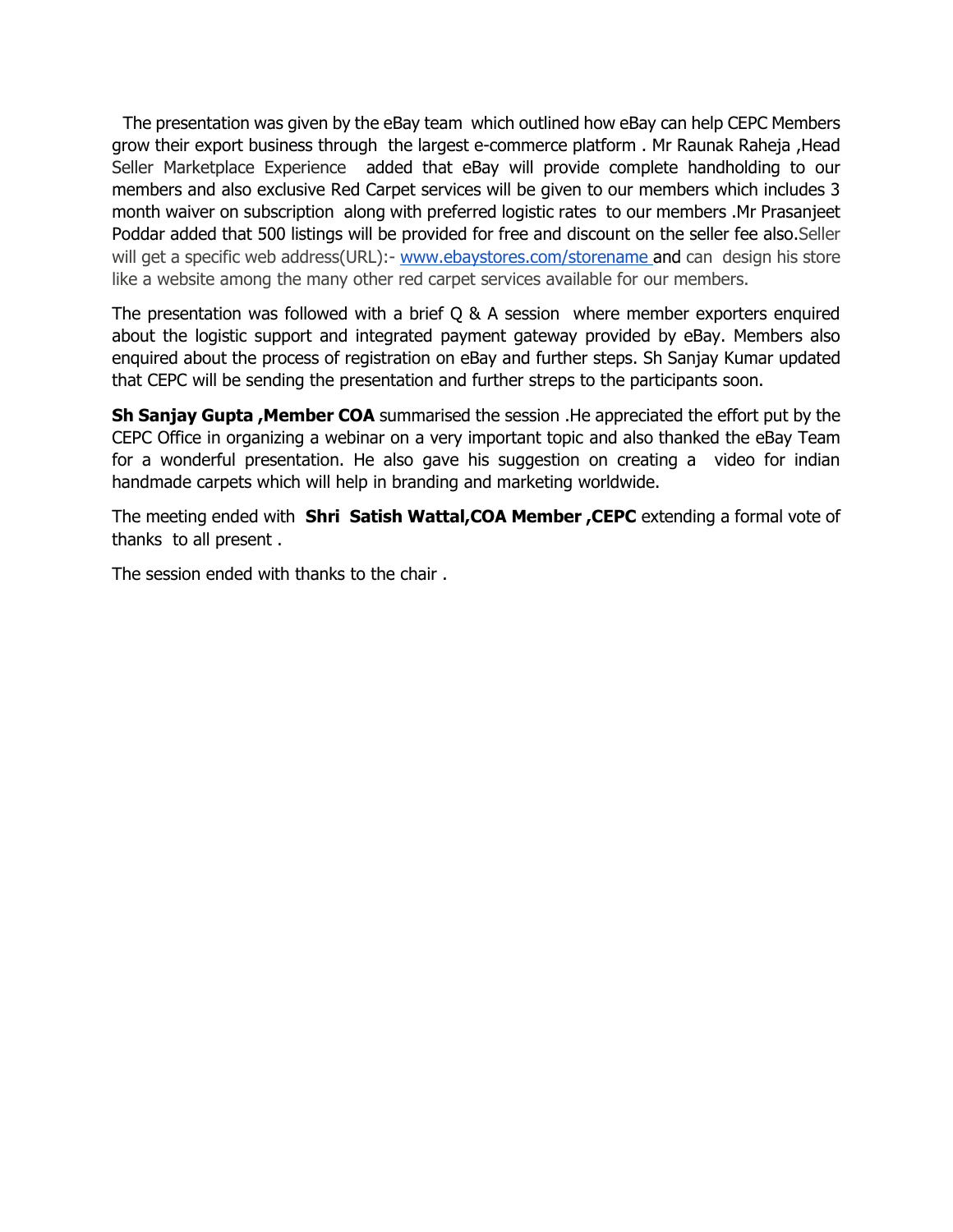The presentation was given by the eBay team which outlined how eBay can help CEPC Members grow their export business through the largest e-commerce platform . Mr Raunak Raheja ,Head Seller Marketplace Experience added that eBay will provide complete handholding to our members and also exclusive Red Carpet services will be given to our members which includes 3 month waiver on subscription along with preferred logistic rates to our members .Mr Prasanjeet Poddar added that 500 listings will be provided for free and discount on the seller fee also.Seller will get a specific web address(URL):- www.ebaystores.com/storename and can design his store like a website among the many other red carpet services available for our members.

The presentation was followed with a brief Q & A session where member exporters enquired about the logistic support and integrated payment gateway provided by eBay. Members also enquired about the process of registration on eBay and further steps. Sh Sanjay Kumar updated that CEPC will be sending the presentation and further streps to the participants soon.

**Sh Sanjay Gupta ,Member COA** summarised the session .He appreciated the effort put by the CEPC Office in organizing a webinar on a very important topic and also thanked the eBay Team for a wonderful presentation. He also gave his suggestion on creating a video for indian handmade carpets which will help in branding and marketing worldwide.

The meeting ended with **Shri Satish Wattal,COA Member ,CEPC** extending a formal vote of thanks to all present .

The session ended with thanks to the chair .